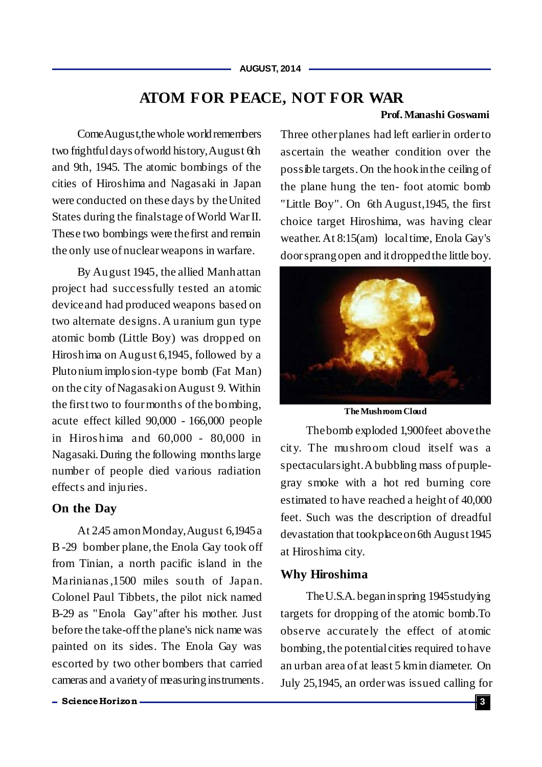# ATOM FOR PEACE, NOT FOR WAR

**Prof. Manashi Goswami**

Come August, the whole world remembers two frightful days of world history, August 6th and 9th, 1945. The atomic bombings of the cities of Hiroshima and Nagasaki in Japan were conducted on these days by the United States during the final stage of World War II. These two bombings were the first and remain the only use of nuclear weapons in warfare.

By August 1945, the allied Manhattan project had successfully tested an atomic device and had produced weapons based on two alternate designs. A uranium gun type atomic bomb (Little Boy) was dropped on Hiroshima on August 6,1945, followed by a Plutonium implosion-type bomb (Fat Man) on the city of Nagasaki on August 9. Within the first two to four months of the bombing, acute effect killed 90,000 - 166,000 people in Hiroshima and 60,000 - 80,000 in Nagasaki. During the following months large number of people died various radiation effects and injuries.

## On the Day

At 2.45 am on Monday, August 6,1945 a B -29 bomber plane, the Enola Gay took off from Tinian, a north pacific island in the Marinianas,1500 miles south of Japan. Colonel Paul Tibbets, the pilot nick named B-29 as "Enola Gay" after his mother. Just before the take-off the plane's nick name was painted on its sides. The Enola Gay was escorted by two other bombers that carried cameras and a variety of measuring instruments. Three other planes had left earlier in order to ascertain the weather condition over the possible targets. On the hook in the ceiling of the plane hung the ten- foot atomic bomb "Little Boy". On 6th August,1945, the first choice target Hiroshima, was having clear weather. At 8:15(am) local time, Enola Gay's door sprang open and it dropped the little boy.

**The Mushroom Cloud**

The bomb exploded 1,900 feet above the city. The mushroom cloud itself was a spectacular sight. A bubbling mass of purple-gray smoke with a hot red burning core estimated to have reached a height of 40,000 feet. Such was the description of dreadful devastation that took place on 6th August 1945 at Hiroshima city.

## Why Hiroshima

The U.S.A. began in spring 1945 studying targets for dropping of the atomic bomb. To observe accurately the effect of atomic bombing, the potential cities required to have an urban area of at least 5 km in diameter. On July 25,1945, an order was issued calling for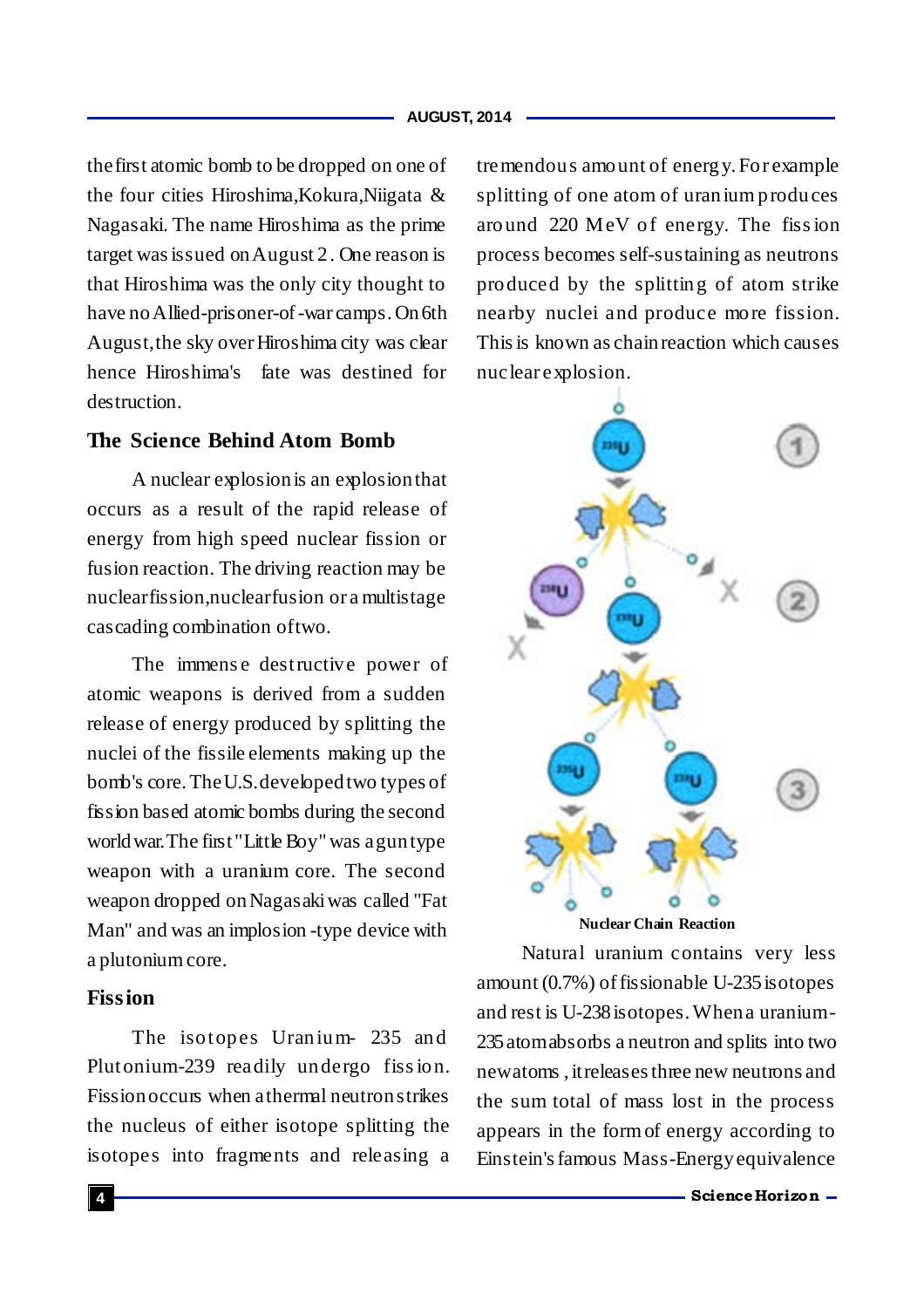the first atomic bomb to be dropped on one of the four cities Hiroshima,Kokura,Niigata & Nagasaki. The name Hiroshima as the prime target was issued on August 2. One reason is that Hiroshima was the only city thought to have no Allied-prisoner-of-war camps. On 6th August, the sky over Hiroshima city was clear hence Hiroshima's fate was destined for destruction.

## The Science Behind Atom Bomb

A nuclear explosion is an explosion that occurs as a result of the rapid release of energy from high speed nuclear fission or fusion reaction. The driving reaction may be nuclear fission, nuclear fusion or a multistage cascading combination of two.

The immense destructive power of atomic weapons is derived from a sudden release of energy produced by splitting the nuclei of the fissile elements making up the bomb's core. The U.S. developed two types of fission based atomic bombs during the second world war. The first "Little Boy" was a gun type weapon with a uranium core. The second weapon dropped on Nagasaki was called "Fat Man" and was an implosion-type device with a plutonium core.

## Fission

The isotopes Uranium- 235 and Plutonium-239 readily undergo fission. Fission occurs when a thermal neutron strikes the nucleus of either isotope splitting the isotopes into fragments and releasing a tremendous amount of energy. For example splitting of one atom of uranium produces around 220 MeV of energy. The fission process becomes self-sustaining as neutrons produced by the splitting of atom strike nearby nuclei and produce more fission. This is known as chain reaction which causes nuclear explosion.

Nuclear Chain Reaction

Natural uranium contains very less amount (0.7%) of fissionable U-235 isotopes and rest is U-238 isotopes. When a uranium-235 atom absorbs a neutron and splits into two new atoms, it releases three new neutrons and the sum total of mass lost in the process appears in the form of energy according to Einstein's famous Mass-Energy equivalence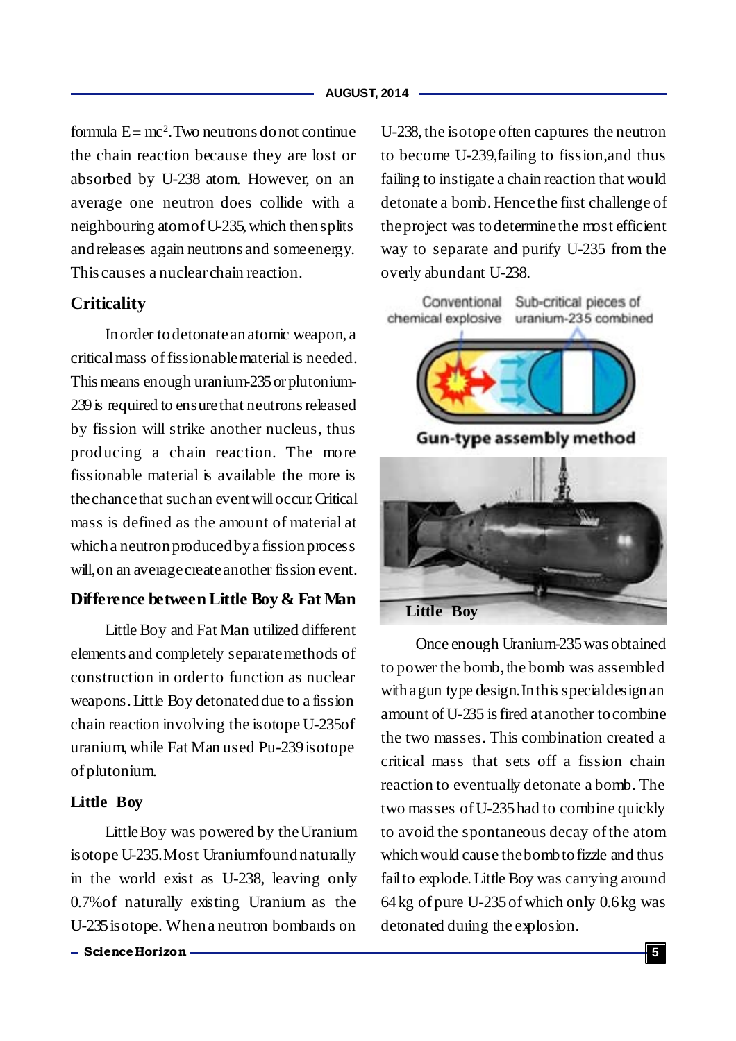formula $E = mc^2$. Two neutrons do not continue the chain reaction because they are lost or absorbed by U-238 atom. However, on an average one neutron does collide with a neighbouring atom of U-235, which then splits and releases again neutrons and some energy. This causes a nuclear chain reaction.

## Criticality

In order to detonate an atomic weapon, a critical mass of fissionable material is needed. This means enough uranium-235 or plutonium-239 is required to ensure that neutrons released by fission will strike another nucleus, thus producing a chain reaction. The more fissionable material is available the more is the chance that such an event will occur. Critical mass is defined as the amount of material at which a neutron produced by a fission process will, on an average create another fission event.

## Difference between Little Boy & Fat Man

Little Boy and Fat Man utilized different elements and completely separate methods of construction in order to function as nuclear weapons. Little Boy detonated due to a fission chain reaction involving the isotope U-235of uranium, while Fat Man used Pu-239 isotope of plutonium.

## Little Boy

Little Boy was powered by the Uranium isotope U-235. Most Uranium found naturally in the world exist as U-238, leaving only 0.7%of naturally existing Uranium as the U-235 isotope. When a neutron bombards on U-238, the isotope often captures the neutron to become U-239,failing to fission,and thus failing to instigate a chain reaction that would detonate a bomb. Hence the first challenge of the project was to determine the most efficient way to separate and purify U-235 from the overly abundant U-238.

Conventional chemical explosive | Sub-critical pieces of uranium-235 combined

Gun-type assembly method

Little Boy

Once enough Uranium-235 was obtained to power the bomb, the bomb was assembled with a gun type design. In this special design an amount of U-235 is fired at another to combine the two masses. This combination created a critical mass that sets off a fission chain reaction to eventually detonate a bomb. The two masses of U-235 had to combine quickly to avoid the spontaneous decay of the atom which would cause the bomb to fizzle and thus fail to explode. Little Boy was carrying around 64 kg of pure U-235 of which only 0.6 kg was detonated during the explosion.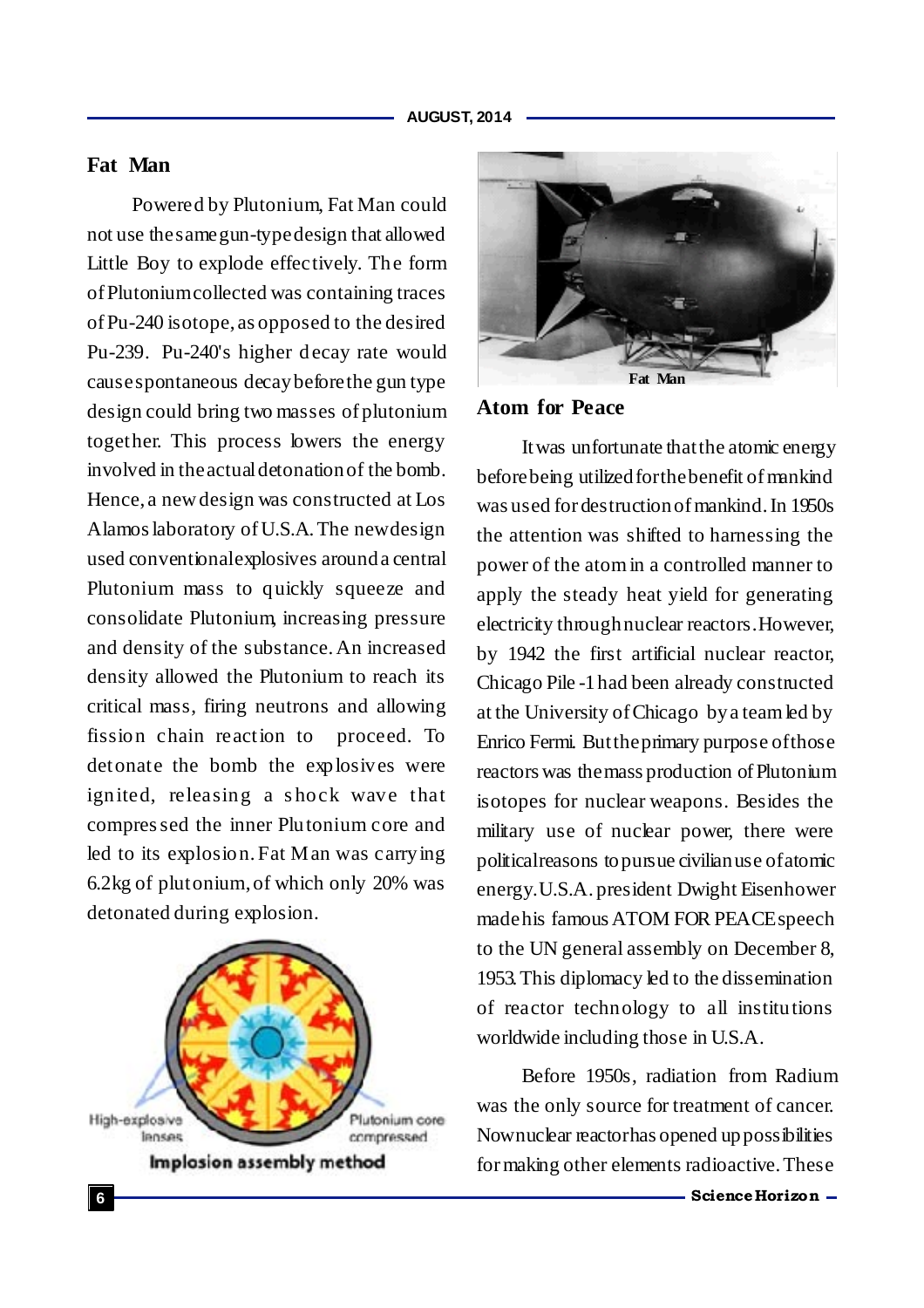## Fat Man

Powered by Plutonium, Fat Man could not use the same gun-type design that allowed Little Boy to explode effectively. The form of Plutonium collected was containing traces of Pu-240 isotope, as opposed to the desired Pu-239. Pu-240's higher decay rate would cause spontaneous decay before the gun type design could bring two masses of plutonium together. This process lowers the energy involved in the actual detonation of the bomb. Hence, a new design was constructed at Los Alamos laboratory of U.S.A. The new design used conventional explosives around a central Plutonium mass to quickly squeeze and consolidate Plutonium, increasing pressure and density of the substance. An increased density allowed the Plutonium to reach its critical mass, firing neutrons and allowing fission chain reaction to proceed. To detonate the bomb the explosives were ignited, releasing a shock wave that compressed the inner Plutonium core and led to its explosion. Fat Man was carrying 6.2kg of plutonium, of which only 20% was detonated during explosion.

High-explosive lenses

Plutonium core compressed

Implosion assembly method

Fat Man

## Atom for Peace

It was unfortunate that the atomic energy before being utilized for the benefit of mankind was used for destruction of mankind. In 1950s the attention was shifted to harnessing the power of the atom in a controlled manner to apply the steady heat yield for generating electricity through nuclear reactors. However, by 1942 the first artificial nuclear reactor, Chicago Pile -1 had been already constructed at the University of Chicago by a team led by Enrico Fermi. But the primary purpose of those reactors was the mass production of Plutonium isotopes for nuclear weapons. Besides the military use of nuclear power, there were political reasons to pursue civilian use of atomic energy. U.S.A. president Dwight Eisenhower made his famous ATOM FOR PEACE speech to the UN general assembly on December 8, 1953. This diplomacy led to the dissemination of reactor technology to all institutions worldwide including those in U.S.A.

Before 1950s, radiation from Radium was the only source for treatment of cancer. Now nuclear reactor has opened up possibilities for making other elements radioactive. These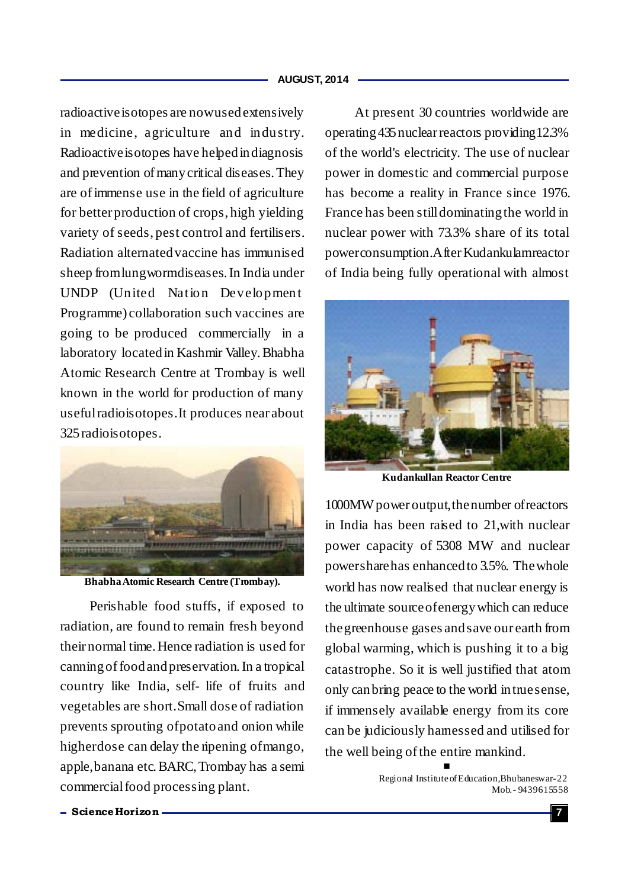radioactive isotopes are now used extensively in medicine, agriculture and industry. Radioactive isotopes have helped in diagnosis and prevention of many critical diseases. They are of immense use in the field of agriculture for better production of crops, high yielding variety of seeds, pest control and fertilisers. Radiation alternated vaccine has immunised sheep from lungwormdiseases. In India under UNDP (United Nation Development Programme) collaboration such vaccines are going to be produced commercially in a laboratory located in Kashmir Valley. Bhabha Atomic Research Centre at Trombay is well known in the world for production of many useful radioisotopes. It produces near about 325 radioisotopes.

**Bhabha Atomic Research Centre (Trombay).**

Perishable food stuffs, if exposed to radiation, are found to remain fresh beyond their normal time. Hence radiation is used for canning of food and preservation. In a tropical country like India, self- life of fruits and vegetables are short. Small dose of radiation prevents sprouting of potato and onion while higher dose can delay the ripening of mango, apple, banana etc. BARC, Trombay has a semi commercial food processing plant.

At present 30 countries worldwide are operating 435 nuclear reactors providing 12.3% of the world's electricity. The use of nuclear power in domestic and commercial purpose has become a reality in France since 1976. France has been still dominating the world in nuclear power with 73.3% share of its total power consumption. After Kudankulam reactor of India being fully operational with almost

**Kudankullan Reactor Centre**

1000MW power output, the number of reactors in India has been raised to 21, with nuclear power capacity of 5308 MW and nuclear power share has enhanced to 3.5%. The whole world has now realised that nuclear energy is the ultimate source of energy which can reduce the greenhouse gases and save our earth from global warming, which is pushing it to a big catastrophe. So it is well justified that atom only can bring peace to the world in true sense, if immensely available energy from its core can be judiciously harnessed and utilised for the well being of the entire mankind.

■

Regional Institute of Education, Bhubaneswar-22
Mob.- 9439615558